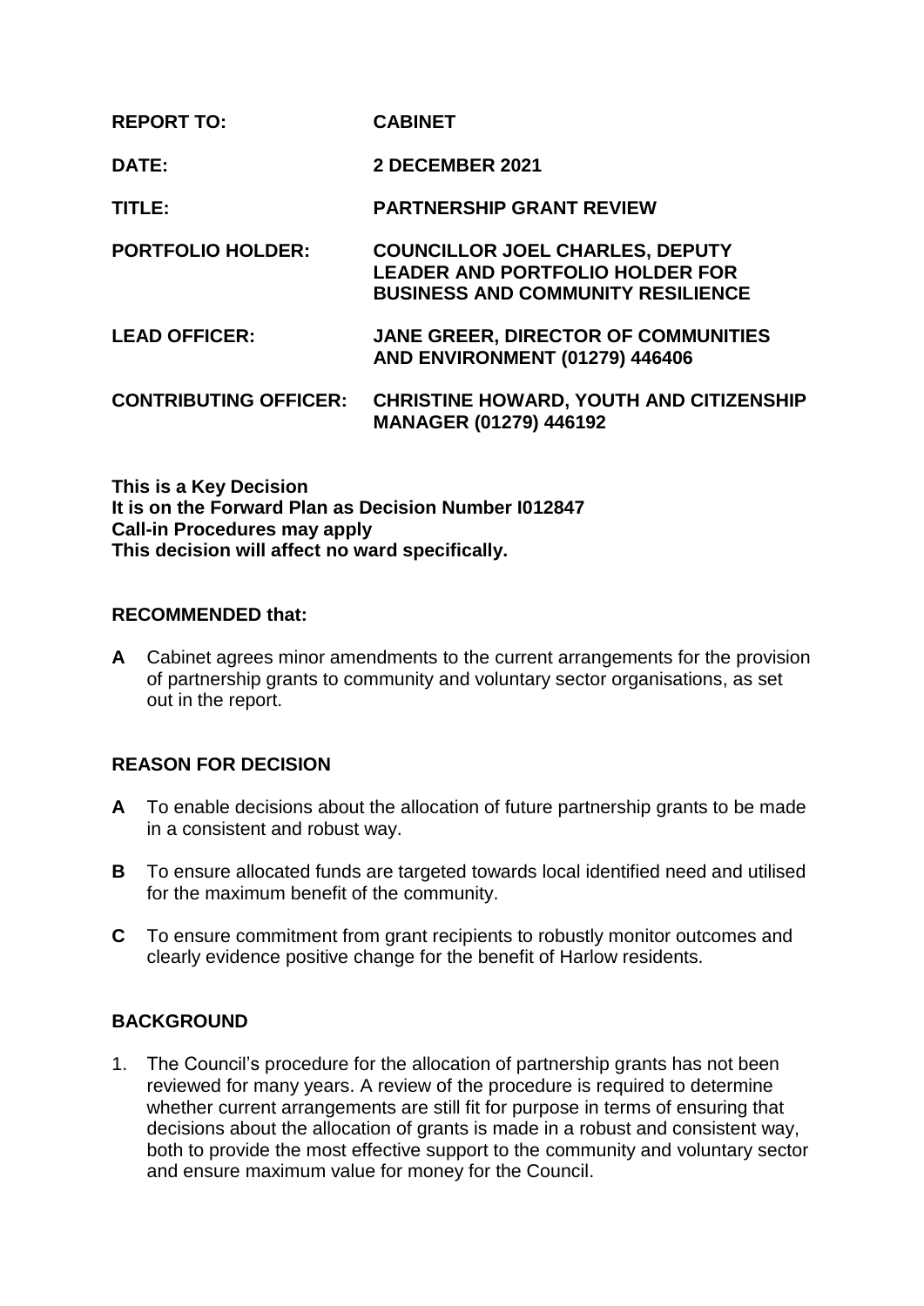| | |
|---|---|
| **REPORT TO:** | **CABINET** |
| **DATE:** | **2 DECEMBER 2021** |
| **TITLE:** | **PARTNERSHIP GRANT REVIEW** |
| **PORTFOLIO HOLDER:** | **COUNCILLOR JOEL CHARLES, DEPUTY LEADER AND PORTFOLIO HOLDER FOR BUSINESS AND COMMUNITY RESILIENCE** |
| **LEAD OFFICER:** | **JANE GREER, DIRECTOR OF COMMUNITIES AND ENVIRONMENT (01279) 446406** |
| **CONTRIBUTING OFFICER:** | **CHRISTINE HOWARD, YOUTH AND CITIZENSHIP MANAGER (01279) 446192** |

**This is a Key Decision**
**It is on the Forward Plan as Decision Number I012847**
**Call-in Procedures may apply**
**This decision will affect no ward specifically.**

## RECOMMENDED that:

**A** Cabinet agrees minor amendments to the current arrangements for the provision of partnership grants to community and voluntary sector organisations, as set out in the report.

## REASON FOR DECISION

**A** To enable decisions about the allocation of future partnership grants to be made in a consistent and robust way.

**B** To ensure allocated funds are targeted towards local identified need and utilised for the maximum benefit of the community.

**C** To ensure commitment from grant recipients to robustly monitor outcomes and clearly evidence positive change for the benefit of Harlow residents.

## BACKGROUND

1. The Council's procedure for the allocation of partnership grants has not been reviewed for many years. A review of the procedure is required to determine whether current arrangements are still fit for purpose in terms of ensuring that decisions about the allocation of grants is made in a robust and consistent way, both to provide the most effective support to the community and voluntary sector and ensure maximum value for money for the Council.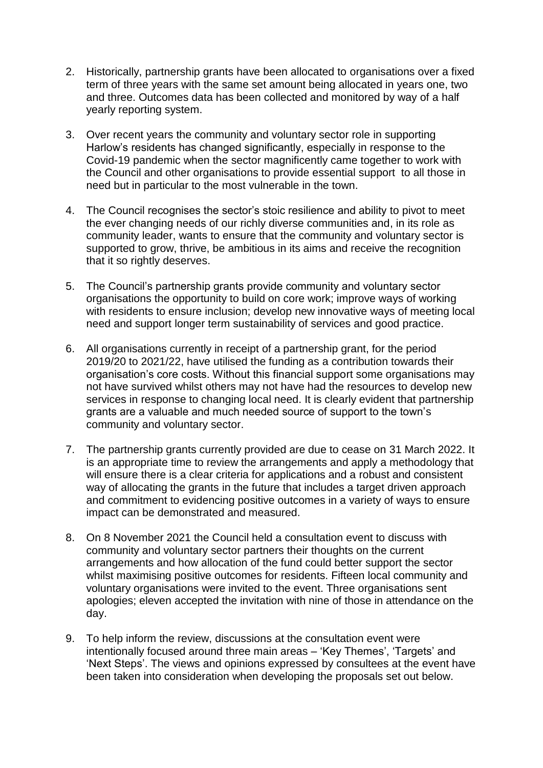2. Historically, partnership grants have been allocated to organisations over a fixed term of three years with the same set amount being allocated in years one, two and three. Outcomes data has been collected and monitored by way of a half yearly reporting system.

3. Over recent years the community and voluntary sector role in supporting Harlow's residents has changed significantly, especially in response to the Covid-19 pandemic when the sector magnificently came together to work with the Council and other organisations to provide essential support to all those in need but in particular to the most vulnerable in the town.

4. The Council recognises the sector's stoic resilience and ability to pivot to meet the ever changing needs of our richly diverse communities and, in its role as community leader, wants to ensure that the community and voluntary sector is supported to grow, thrive, be ambitious in its aims and receive the recognition that it so rightly deserves.

5. The Council's partnership grants provide community and voluntary sector organisations the opportunity to build on core work; improve ways of working with residents to ensure inclusion; develop new innovative ways of meeting local need and support longer term sustainability of services and good practice.

6. All organisations currently in receipt of a partnership grant, for the period 2019/20 to 2021/22, have utilised the funding as a contribution towards their organisation's core costs. Without this financial support some organisations may not have survived whilst others may not have had the resources to develop new services in response to changing local need. It is clearly evident that partnership grants are a valuable and much needed source of support to the town's community and voluntary sector.

7. The partnership grants currently provided are due to cease on 31 March 2022. It is an appropriate time to review the arrangements and apply a methodology that will ensure there is a clear criteria for applications and a robust and consistent way of allocating the grants in the future that includes a target driven approach and commitment to evidencing positive outcomes in a variety of ways to ensure impact can be demonstrated and measured.

8. On 8 November 2021 the Council held a consultation event to discuss with community and voluntary sector partners their thoughts on the current arrangements and how allocation of the fund could better support the sector whilst maximising positive outcomes for residents. Fifteen local community and voluntary organisations were invited to the event. Three organisations sent apologies; eleven accepted the invitation with nine of those in attendance on the day.

9. To help inform the review, discussions at the consultation event were intentionally focused around three main areas – 'Key Themes', 'Targets' and 'Next Steps'. The views and opinions expressed by consultees at the event have been taken into consideration when developing the proposals set out below.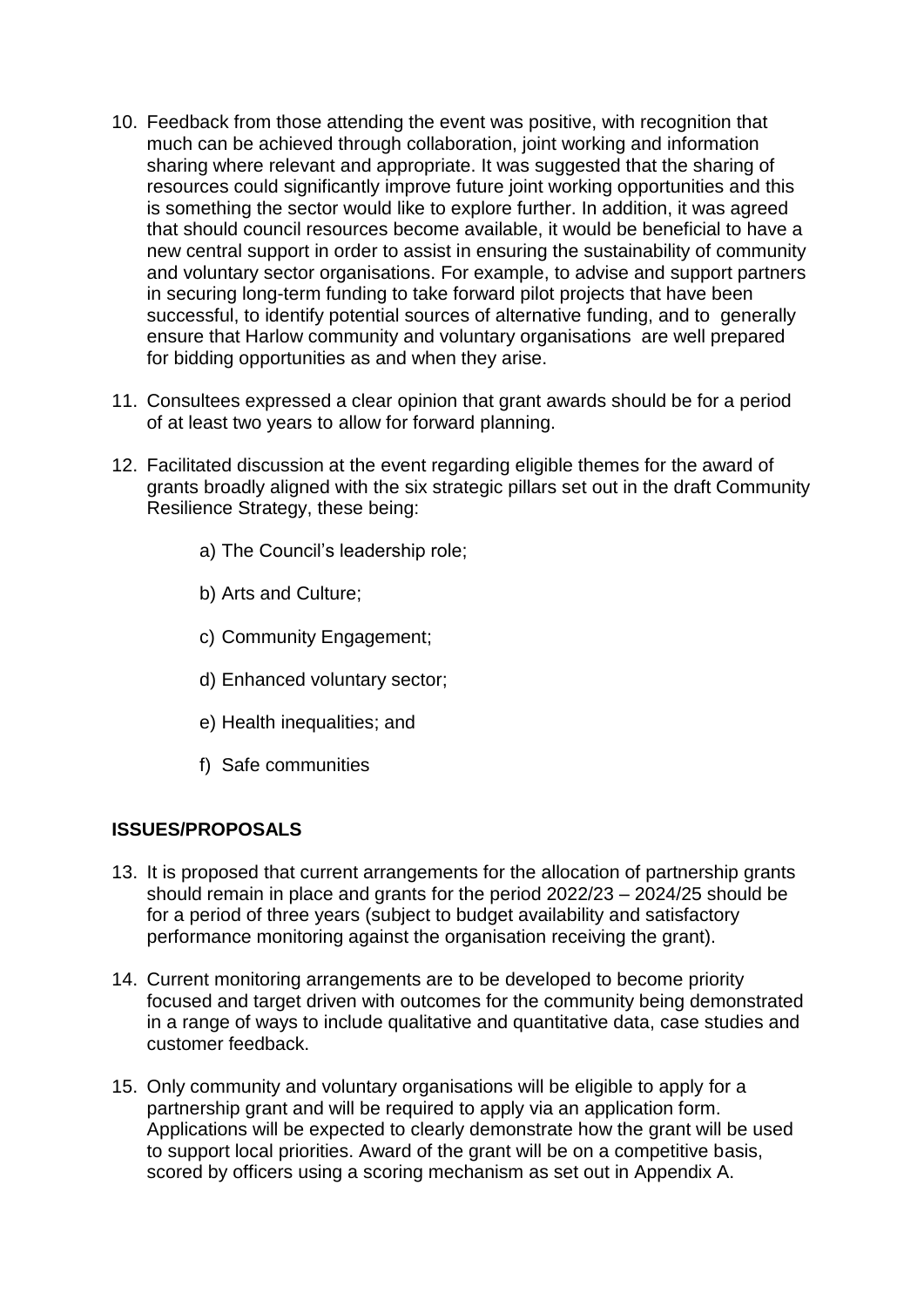10. Feedback from those attending the event was positive, with recognition that much can be achieved through collaboration, joint working and information sharing where relevant and appropriate. It was suggested that the sharing of resources could significantly improve future joint working opportunities and this is something the sector would like to explore further. In addition, it was agreed that should council resources become available, it would be beneficial to have a new central support in order to assist in ensuring the sustainability of community and voluntary sector organisations. For example, to advise and support partners in securing long-term funding to take forward pilot projects that have been successful, to identify potential sources of alternative funding, and to generally ensure that Harlow community and voluntary organisations are well prepared for bidding opportunities as and when they arise.

11. Consultees expressed a clear opinion that grant awards should be for a period of at least two years to allow for forward planning.

12. Facilitated discussion at the event regarding eligible themes for the award of grants broadly aligned with the six strategic pillars set out in the draft Community Resilience Strategy, these being:

    a) The Council's leadership role;

    b) Arts and Culture;

    c) Community Engagement;

    d) Enhanced voluntary sector;

    e) Health inequalities; and

    f) Safe communities

**ISSUES/PROPOSALS**

13. It is proposed that current arrangements for the allocation of partnership grants should remain in place and grants for the period 2022/23 – 2024/25 should be for a period of three years (subject to budget availability and satisfactory performance monitoring against the organisation receiving the grant).

14. Current monitoring arrangements are to be developed to become priority focused and target driven with outcomes for the community being demonstrated in a range of ways to include qualitative and quantitative data, case studies and customer feedback.

15. Only community and voluntary organisations will be eligible to apply for a partnership grant and will be required to apply via an application form. Applications will be expected to clearly demonstrate how the grant will be used to support local priorities. Award of the grant will be on a competitive basis, scored by officers using a scoring mechanism as set out in Appendix A.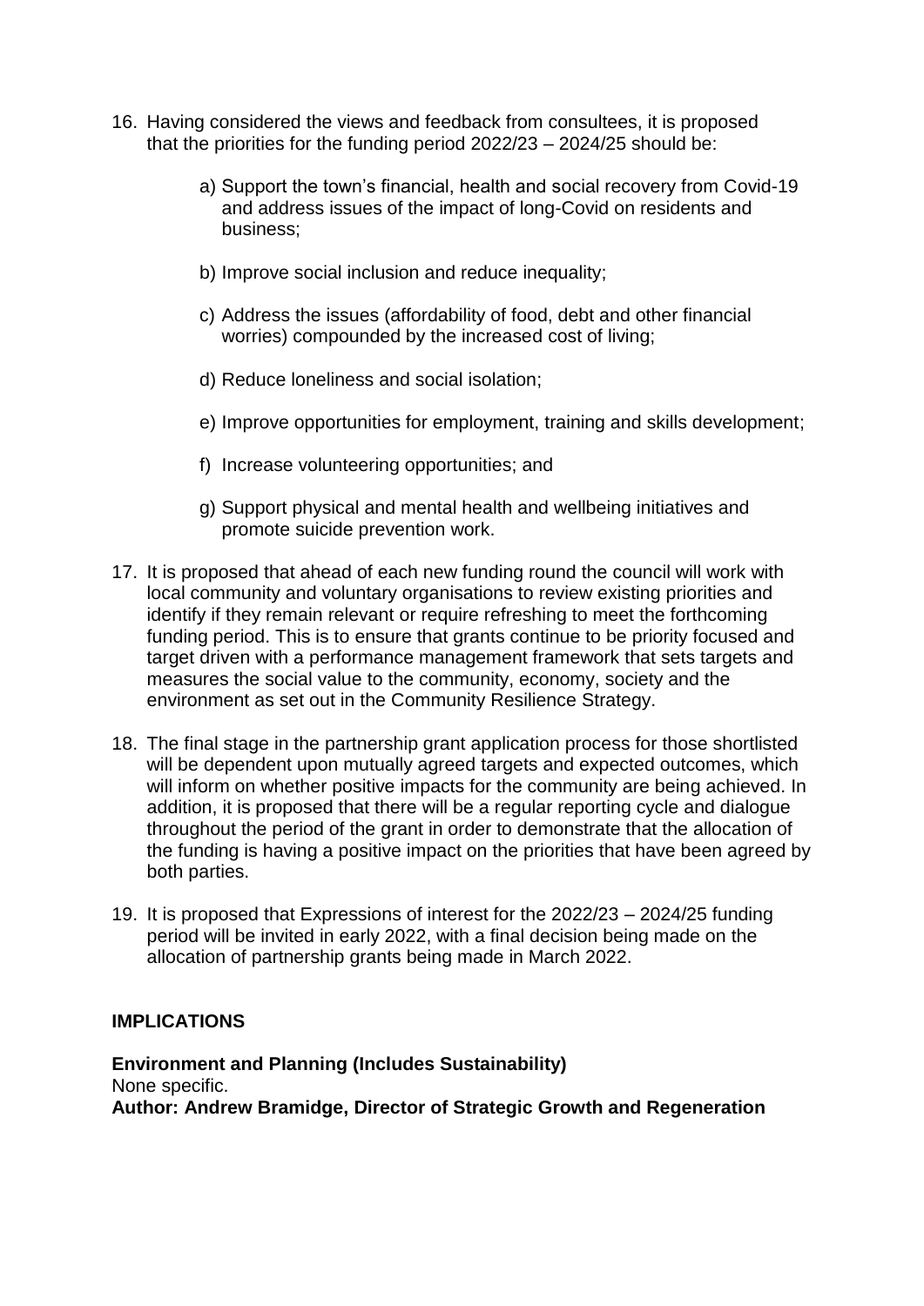16. Having considered the views and feedback from consultees, it is proposed that the priorities for the funding period 2022/23 – 2024/25 should be:

    a) Support the town's financial, health and social recovery from Covid-19 and address issues of the impact of long-Covid on residents and business;

    b) Improve social inclusion and reduce inequality;

    c) Address the issues (affordability of food, debt and other financial worries) compounded by the increased cost of living;

    d) Reduce loneliness and social isolation;

    e) Improve opportunities for employment, training and skills development;

    f) Increase volunteering opportunities; and

    g) Support physical and mental health and wellbeing initiatives and promote suicide prevention work.

17. It is proposed that ahead of each new funding round the council will work with local community and voluntary organisations to review existing priorities and identify if they remain relevant or require refreshing to meet the forthcoming funding period. This is to ensure that grants continue to be priority focused and target driven with a performance management framework that sets targets and measures the social value to the community, economy, society and the environment as set out in the Community Resilience Strategy.

18. The final stage in the partnership grant application process for those shortlisted will be dependent upon mutually agreed targets and expected outcomes, which will inform on whether positive impacts for the community are being achieved. In addition, it is proposed that there will be a regular reporting cycle and dialogue throughout the period of the grant in order to demonstrate that the allocation of the funding is having a positive impact on the priorities that have been agreed by both parties.

19. It is proposed that Expressions of interest for the 2022/23 – 2024/25 funding period will be invited in early 2022, with a final decision being made on the allocation of partnership grants being made in March 2022.

## IMPLICATIONS

**Environment and Planning (Includes Sustainability)**
None specific.
**Author: Andrew Bramidge, Director of Strategic Growth and Regeneration**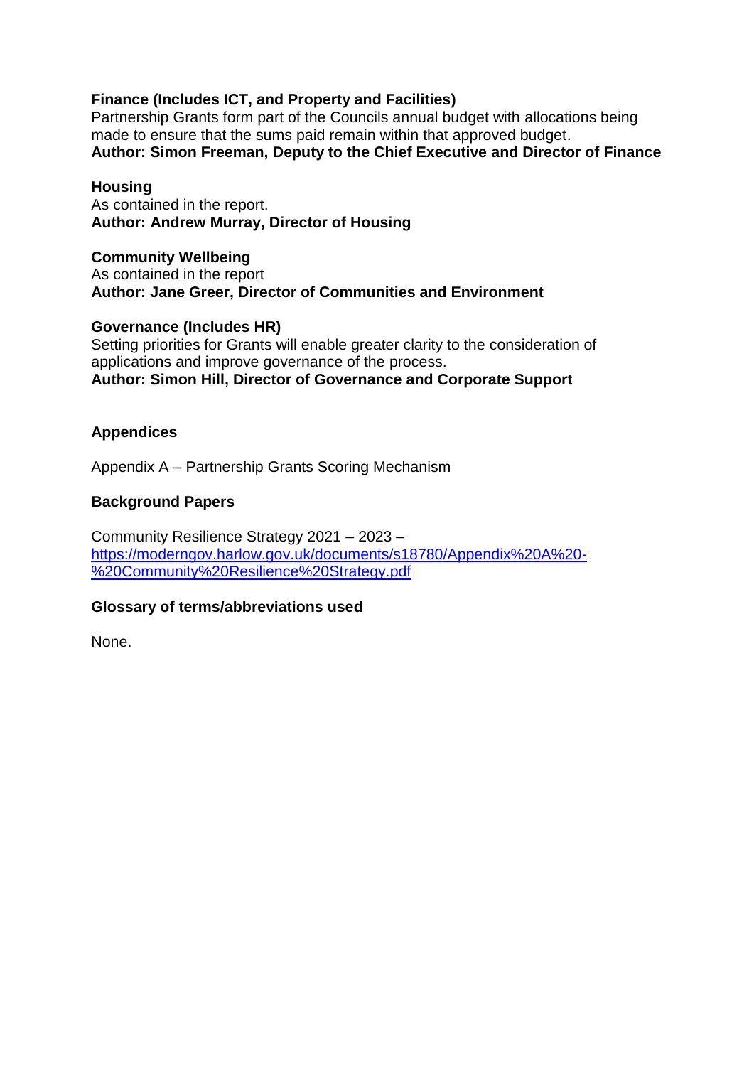**Finance (Includes ICT, and Property and Facilities)**
Partnership Grants form part of the Councils annual budget with allocations being made to ensure that the sums paid remain within that approved budget.
**Author: Simon Freeman, Deputy to the Chief Executive and Director of Finance**

**Housing**
As contained in the report.
**Author: Andrew Murray, Director of Housing**

**Community Wellbeing**
As contained in the report
**Author: Jane Greer, Director of Communities and Environment**

**Governance (Includes HR)**
Setting priorities for Grants will enable greater clarity to the consideration of applications and improve governance of the process.
**Author: Simon Hill, Director of Governance and Corporate Support**

**Appendices**

Appendix A – Partnership Grants Scoring Mechanism

**Background Papers**

Community Resilience Strategy 2021 – 2023 –
[https://moderngov.harlow.gov.uk/documents/s18780/Appendix%20A%20-%20Community%20Resilience%20Strategy.pdf](https://moderngov.harlow.gov.uk/documents/s18780/Appendix%20A%20-%20Community%20Resilience%20Strategy.pdf)

**Glossary of terms/abbreviations used**

None.